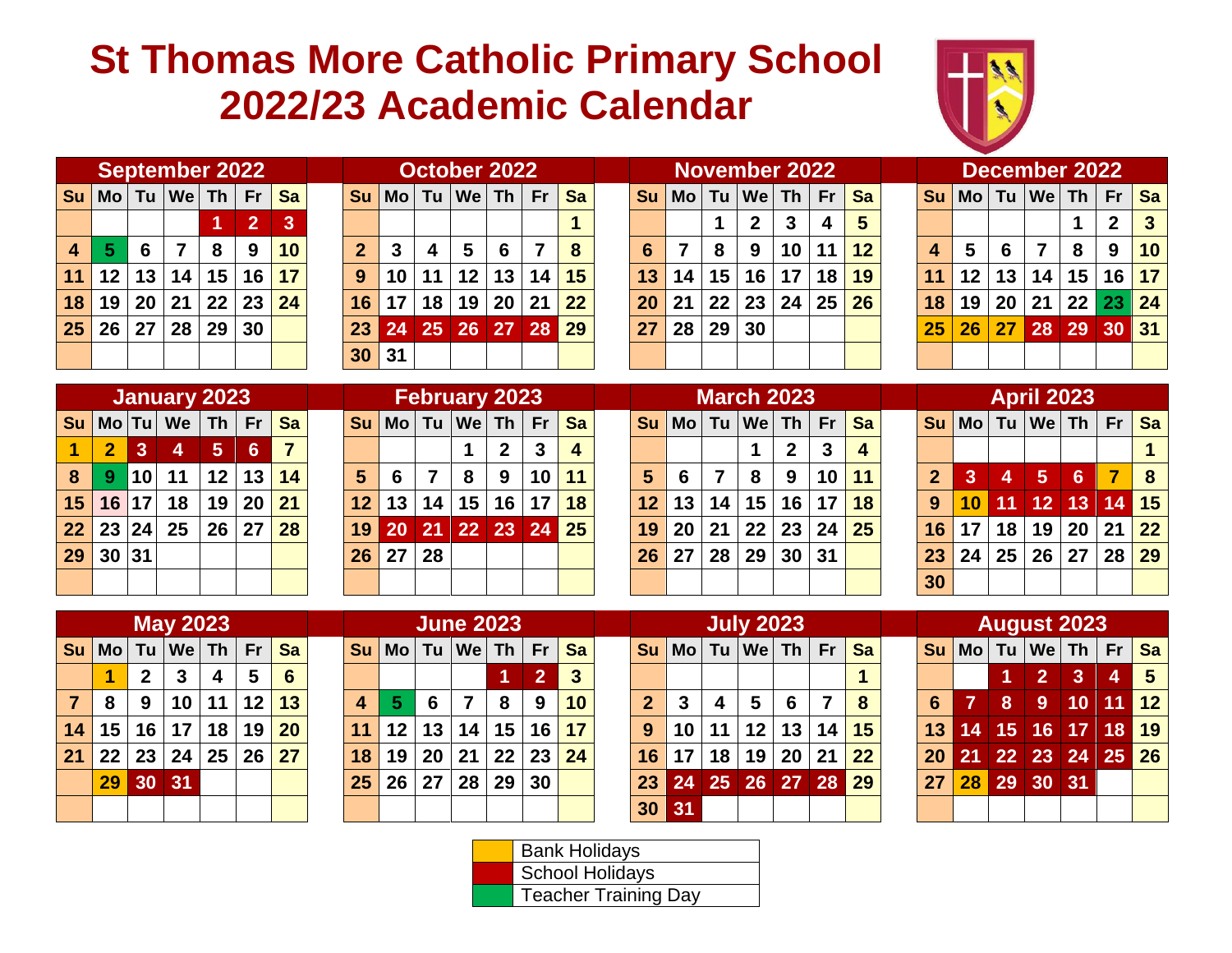# St Thomas More Catholic Primary School
# 2022/23 Academic Calendar

### September 2022

| Su | Mo | Tu | We | Th | Fr | Sa |
|---|---|---|---|---|---|---|
| | | | | 1 | 2 | 3 |
| 4 | 5 | 6 | 7 | 8 | 9 | 10 |
| 11 | 12 | 13 | 14 | 15 | 16 | 17 |
| 18 | 19 | 20 | 21 | 22 | 23 | 24 |
| 25 | 26 | 27 | 28 | 29 | 30 | |

### October 2022

| Su | Mo | Tu | We | Th | Fr | Sa |
|---|---|---|---|---|---|---|
| | | | | | | 1 |
| 2 | 3 | 4 | 5 | 6 | 7 | 8 |
| 9 | 10 | 11 | 12 | 13 | 14 | 15 |
| 16 | 17 | 18 | 19 | 20 | 21 | 22 |
| 23 | 24 | 25 | 26 | 27 | 28 | 29 |
| 30 | 31 | | | | | |

### November 2022

| Su | Mo | Tu | We | Th | Fr | Sa |
|---|---|---|---|---|---|---|
| | | 1 | 2 | 3 | 4 | 5 |
| 6 | 7 | 8 | 9 | 10 | 11 | 12 |
| 13 | 14 | 15 | 16 | 17 | 18 | 19 |
| 20 | 21 | 22 | 23 | 24 | 25 | 26 |
| 27 | 28 | 29 | 30 | | | |

### December 2022

| Su | Mo | Tu | We | Th | Fr | Sa |
|---|---|---|---|---|---|---|
| | | | | 1 | 2 | 3 |
| 4 | 5 | 6 | 7 | 8 | 9 | 10 |
| 11 | 12 | 13 | 14 | 15 | 16 | 17 |
| 18 | 19 | 20 | 21 | 22 | 23 | 24 |
| 25 | 26 | 27 | 28 | 29 | 30 | 31 |

### January 2023

| Su | Mo | Tu | We | Th | Fr | Sa |
|---|---|---|---|---|---|---|
| 1 | 2 | 3 | 4 | 5 | 6 | 7 |
| 8 | 9 | 10 | 11 | 12 | 13 | 14 |
| 15 | 16 | 17 | 18 | 19 | 20 | 21 |
| 22 | 23 | 24 | 25 | 26 | 27 | 28 |
| 29 | 30 | 31 | | | | |

### February 2023

| Su | Mo | Tu | We | Th | Fr | Sa |
|---|---|---|---|---|---|---|
| | | | 1 | 2 | 3 | 4 |
| 5 | 6 | 7 | 8 | 9 | 10 | 11 |
| 12 | 13 | 14 | 15 | 16 | 17 | 18 |
| 19 | 20 | 21 | 22 | 23 | 24 | 25 |
| 26 | 27 | 28 | | | | |

### March 2023

| Su | Mo | Tu | We | Th | Fr | Sa |
|---|---|---|---|---|---|---|
| | | | 1 | 2 | 3 | 4 |
| 5 | 6 | 7 | 8 | 9 | 10 | 11 |
| 12 | 13 | 14 | 15 | 16 | 17 | 18 |
| 19 | 20 | 21 | 22 | 23 | 24 | 25 |
| 26 | 27 | 28 | 29 | 30 | 31 | |

### April 2023

| Su | Mo | Tu | We | Th | Fr | Sa |
|---|---|---|---|---|---|---|
| | | | | | | 1 |
| 2 | 3 | 4 | 5 | 6 | 7 | 8 |
| 9 | 10 | 11 | 12 | 13 | 14 | 15 |
| 16 | 17 | 18 | 19 | 20 | 21 | 22 |
| 23 | 24 | 25 | 26 | 27 | 28 | 29 |
| 30 | | | | | | |

### May 2023

| Su | Mo | Tu | We | Th | Fr | Sa |
|---|---|---|---|---|---|---|
| | 1 | 2 | 3 | 4 | 5 | 6 |
| 7 | 8 | 9 | 10 | 11 | 12 | 13 |
| 14 | 15 | 16 | 17 | 18 | 19 | 20 |
| 21 | 22 | 23 | 24 | 25 | 26 | 27 |
| | 29 | 30 | 31 | | | |

### June 2023

| Su | Mo | Tu | We | Th | Fr | Sa |
|---|---|---|---|---|---|---|
| | | | | 1 | 2 | 3 |
| 4 | 5 | 6 | 7 | 8 | 9 | 10 |
| 11 | 12 | 13 | 14 | 15 | 16 | 17 |
| 18 | 19 | 20 | 21 | 22 | 23 | 24 |
| 25 | 26 | 27 | 28 | 29 | 30 | |

### July 2023

| Su | Mo | Tu | We | Th | Fr | Sa |
|---|---|---|---|---|---|---|
| | | | | | | 1 |
| 2 | 3 | 4 | 5 | 6 | 7 | 8 |
| 9 | 10 | 11 | 12 | 13 | 14 | 15 |
| 16 | 17 | 18 | 19 | 20 | 21 | 22 |
| 23 | 24 | 25 | 26 | 27 | 28 | 29 |
| 30 | 31 | | | | | |

### August 2023

| Su | Mo | Tu | We | Th | Fr | Sa |
|---|---|---|---|---|---|---|
| | | 1 | 2 | 3 | 4 | 5 |
| 6 | 7 | 8 | 9 | 10 | 11 | 12 |
| 13 | 14 | 15 | 16 | 17 | 18 | 19 |
| 20 | 21 | 22 | 23 | 24 | 25 | 26 |
| 27 | 28 | 29 | 30 | 31 | | |

| Key | |
|---|---|
| Bank Holidays | 26–27 Dec 2022; 25 Dec 2022; 1–2 Jan 2023; 7 Apr 2023; 10 Apr 2023; 1 May 2023; 29 May 2023; 28 Aug 2023 |
| School Holidays | 1–3 Sep 2022; 24–28 Oct 2022; 28–30 Dec 2022; 3–6 Jan 2023; 20–24 Feb 2023; 3–6 Apr 2023; 11–14 Apr 2023; 30–31 May 2023; 1–2 Jun 2023; 24–31 Jul 2023; 1–4, 7–11, 14–18, 21–25, 29–31 Aug 2023 |
| Teacher Training Day | 5 Sep 2022; 23 Dec 2022; 9 Jan 2023; 5 Jun 2023 |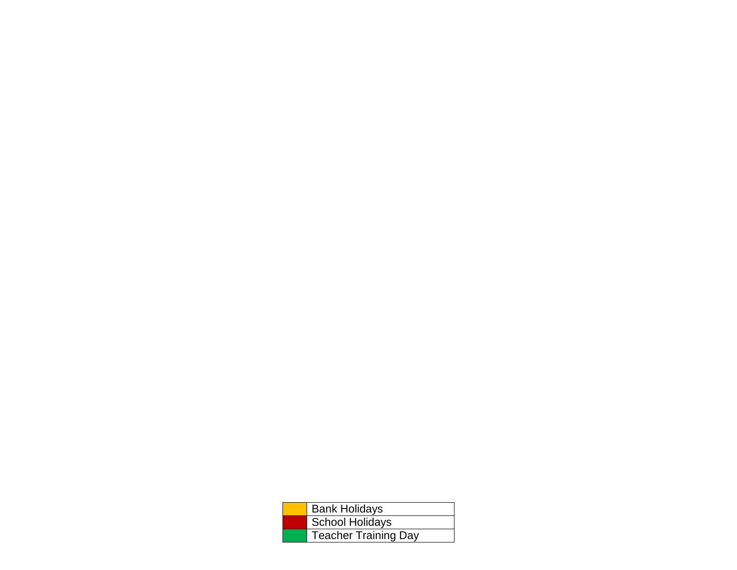| | |
|---|---|
| | Bank Holidays |
| | School Holidays |
| | Teacher Training Day |